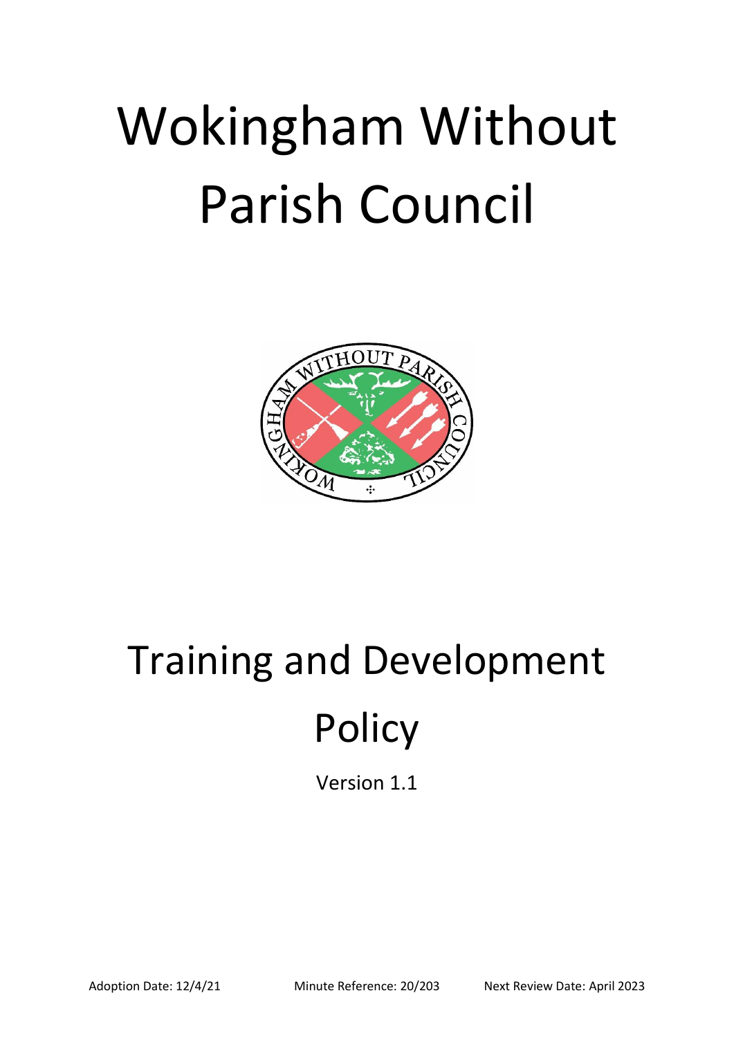# Wokingham Without Parish Council

# Training and Development Policy

Version 1.1

Adoption Date: 12/4/21 Minute Reference: 20/203 Next Review Date: April 2023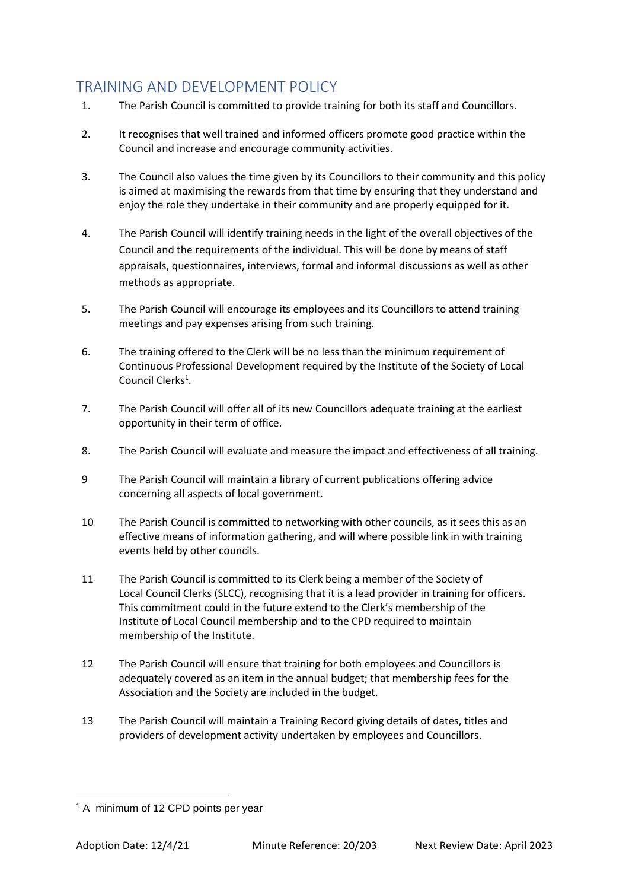## TRAINING AND DEVELOPMENT POLICY

1. The Parish Council is committed to provide training for both its staff and Councillors.

2. It recognises that well trained and informed officers promote good practice within the Council and increase and encourage community activities.

3. The Council also values the time given by its Councillors to their community and this policy is aimed at maximising the rewards from that time by ensuring that they understand and enjoy the role they undertake in their community and are properly equipped for it.

4. The Parish Council will identify training needs in the light of the overall objectives of the Council and the requirements of the individual. This will be done by means of staff appraisals, questionnaires, interviews, formal and informal discussions as well as other methods as appropriate.

5. The Parish Council will encourage its employees and its Councillors to attend training meetings and pay expenses arising from such training.

6. The training offered to the Clerk will be no less than the minimum requirement of Continuous Professional Development required by the Institute of the Society of Local Council Clerks[1].

7. The Parish Council will offer all of its new Councillors adequate training at the earliest opportunity in their term of office.

8. The Parish Council will evaluate and measure the impact and effectiveness of all training.

9. The Parish Council will maintain a library of current publications offering advice concerning all aspects of local government.

10. The Parish Council is committed to networking with other councils, as it sees this as an effective means of information gathering, and will where possible link in with training events held by other councils.

11. The Parish Council is committed to its Clerk being a member of the Society of Local Council Clerks (SLCC), recognising that it is a lead provider in training for officers. This commitment could in the future extend to the Clerk's membership of the Institute of Local Council membership and to the CPD required to maintain membership of the Institute.

12. The Parish Council will ensure that training for both employees and Councillors is adequately covered as an item in the annual budget; that membership fees for the Association and the Society are included in the budget.

13. The Parish Council will maintain a Training Record giving details of dates, titles and providers of development activity undertaken by employees and Councillors.

[1] A minimum of 12 CPD points per year

Adoption Date: 12/4/21 Minute Reference: 20/203 Next Review Date: April 2023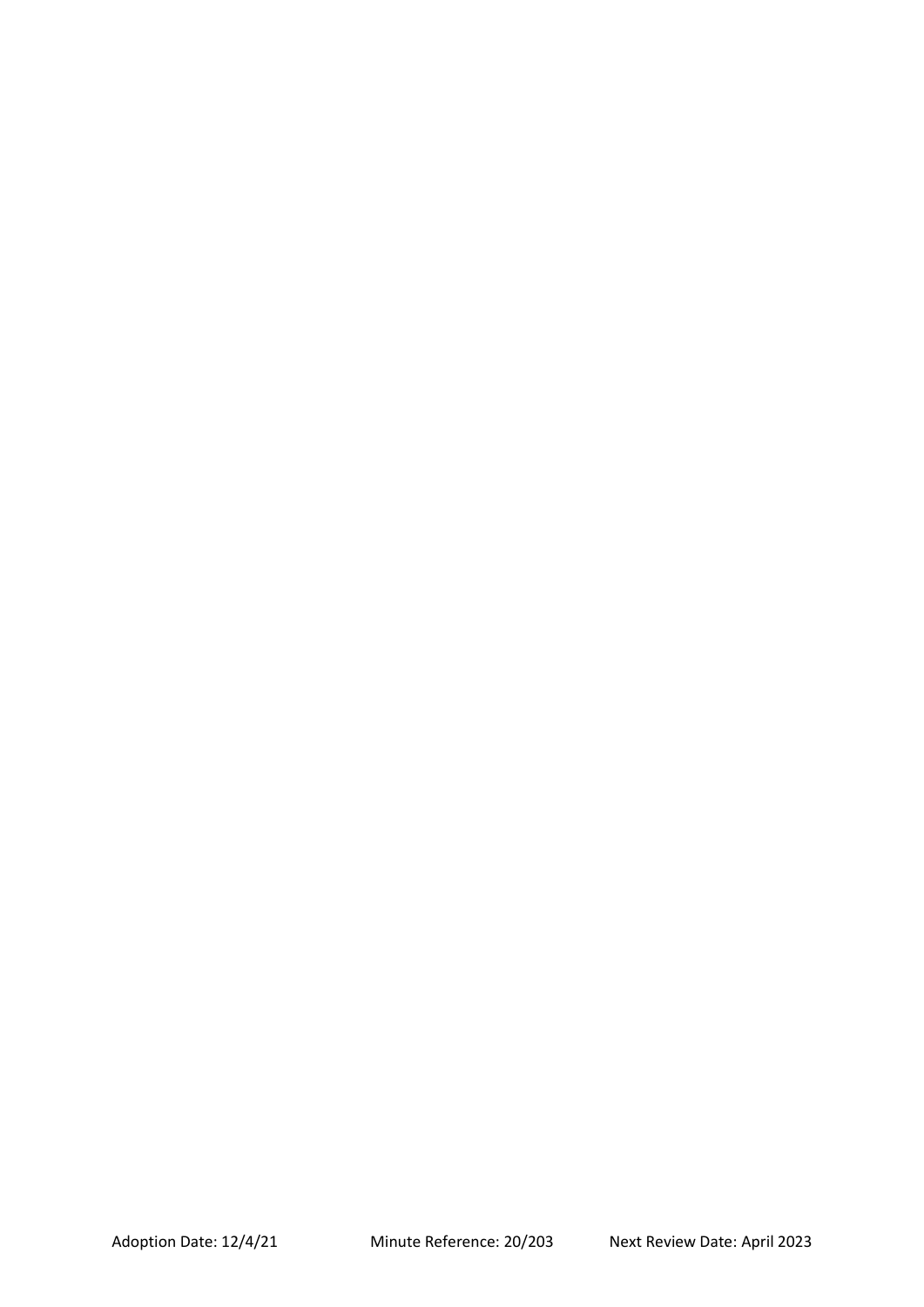Adoption Date: 12/4/21 Minute Reference: 20/203 Next Review Date: April 2023